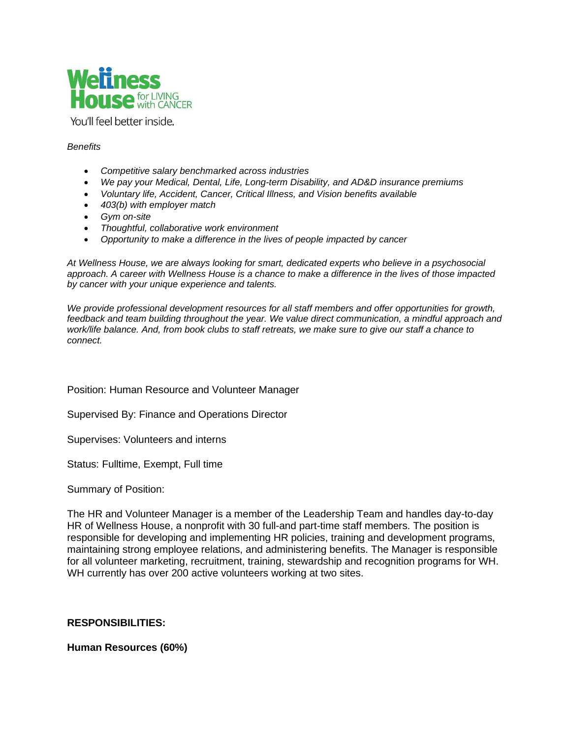Wellness House for LIVING with CANCER

You'll feel better inside.

*Benefits*

- *Competitive salary benchmarked across industries*
- *We pay your Medical, Dental, Life, Long-term Disability, and AD&D insurance premiums*
- *Voluntary life, Accident, Cancer, Critical Illness, and Vision benefits available*
- *403(b) with employer match*
- *Gym on-site*
- *Thoughtful, collaborative work environment*
- *Opportunity to make a difference in the lives of people impacted by cancer*

*At Wellness House, we are always looking for smart, dedicated experts who believe in a psychosocial approach. A career with Wellness House is a chance to make a difference in the lives of those impacted by cancer with your unique experience and talents.*

*We provide professional development resources for all staff members and offer opportunities for growth, feedback and team building throughout the year. We value direct communication, a mindful approach and work/life balance. And, from book clubs to staff retreats, we make sure to give our staff a chance to connect.*

Position: Human Resource and Volunteer Manager

Supervised By: Finance and Operations Director

Supervises: Volunteers and interns

Status: Fulltime, Exempt, Full time

Summary of Position:

The HR and Volunteer Manager is a member of the Leadership Team and handles day-to-day HR of Wellness House, a nonprofit with 30 full-and part-time staff members. The position is responsible for developing and implementing HR policies, training and development programs, maintaining strong employee relations, and administering benefits. The Manager is responsible for all volunteer marketing, recruitment, training, stewardship and recognition programs for WH. WH currently has over 200 active volunteers working at two sites.

**RESPONSIBILITIES:**

**Human Resources (60%)**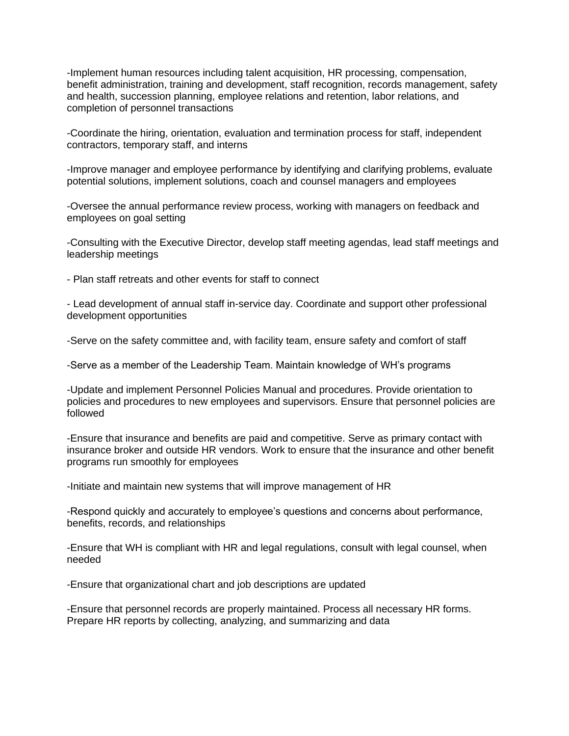-Implement human resources including talent acquisition, HR processing, compensation, benefit administration, training and development, staff recognition, records management, safety and health, succession planning, employee relations and retention, labor relations, and completion of personnel transactions

-Coordinate the hiring, orientation, evaluation and termination process for staff, independent contractors, temporary staff, and interns

-Improve manager and employee performance by identifying and clarifying problems, evaluate potential solutions, implement solutions, coach and counsel managers and employees

-Oversee the annual performance review process, working with managers on feedback and employees on goal setting

-Consulting with the Executive Director, develop staff meeting agendas, lead staff meetings and leadership meetings

- Plan staff retreats and other events for staff to connect

- Lead development of annual staff in-service day. Coordinate and support other professional development opportunities

-Serve on the safety committee and, with facility team, ensure safety and comfort of staff

-Serve as a member of the Leadership Team. Maintain knowledge of WH's programs

-Update and implement Personnel Policies Manual and procedures. Provide orientation to policies and procedures to new employees and supervisors. Ensure that personnel policies are followed

-Ensure that insurance and benefits are paid and competitive. Serve as primary contact with insurance broker and outside HR vendors. Work to ensure that the insurance and other benefit programs run smoothly for employees

-Initiate and maintain new systems that will improve management of HR

-Respond quickly and accurately to employee's questions and concerns about performance, benefits, records, and relationships

-Ensure that WH is compliant with HR and legal regulations, consult with legal counsel, when needed

-Ensure that organizational chart and job descriptions are updated

-Ensure that personnel records are properly maintained. Process all necessary HR forms. Prepare HR reports by collecting, analyzing, and summarizing and data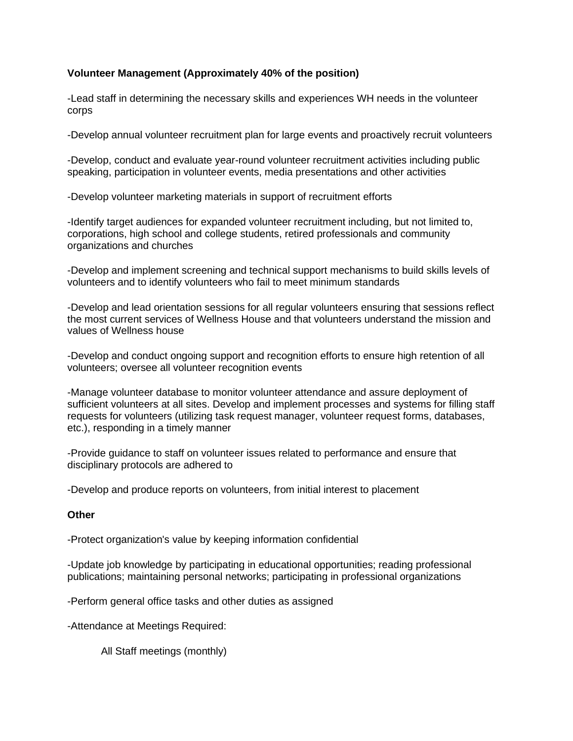**Volunteer Management (Approximately 40% of the position)**

-Lead staff in determining the necessary skills and experiences WH needs in the volunteer corps

-Develop annual volunteer recruitment plan for large events and proactively recruit volunteers

-Develop, conduct and evaluate year-round volunteer recruitment activities including public speaking, participation in volunteer events, media presentations and other activities

-Develop volunteer marketing materials in support of recruitment efforts

-Identify target audiences for expanded volunteer recruitment including, but not limited to, corporations, high school and college students, retired professionals and community organizations and churches

-Develop and implement screening and technical support mechanisms to build skills levels of volunteers and to identify volunteers who fail to meet minimum standards

-Develop and lead orientation sessions for all regular volunteers ensuring that sessions reflect the most current services of Wellness House and that volunteers understand the mission and values of Wellness house

-Develop and conduct ongoing support and recognition efforts to ensure high retention of all volunteers; oversee all volunteer recognition events

-Manage volunteer database to monitor volunteer attendance and assure deployment of sufficient volunteers at all sites. Develop and implement processes and systems for filling staff requests for volunteers (utilizing task request manager, volunteer request forms, databases, etc.), responding in a timely manner

-Provide guidance to staff on volunteer issues related to performance and ensure that disciplinary protocols are adhered to

-Develop and produce reports on volunteers, from initial interest to placement

**Other**

-Protect organization's value by keeping information confidential

-Update job knowledge by participating in educational opportunities; reading professional publications; maintaining personal networks; participating in professional organizations

-Perform general office tasks and other duties as assigned

-Attendance at Meetings Required:

All Staff meetings (monthly)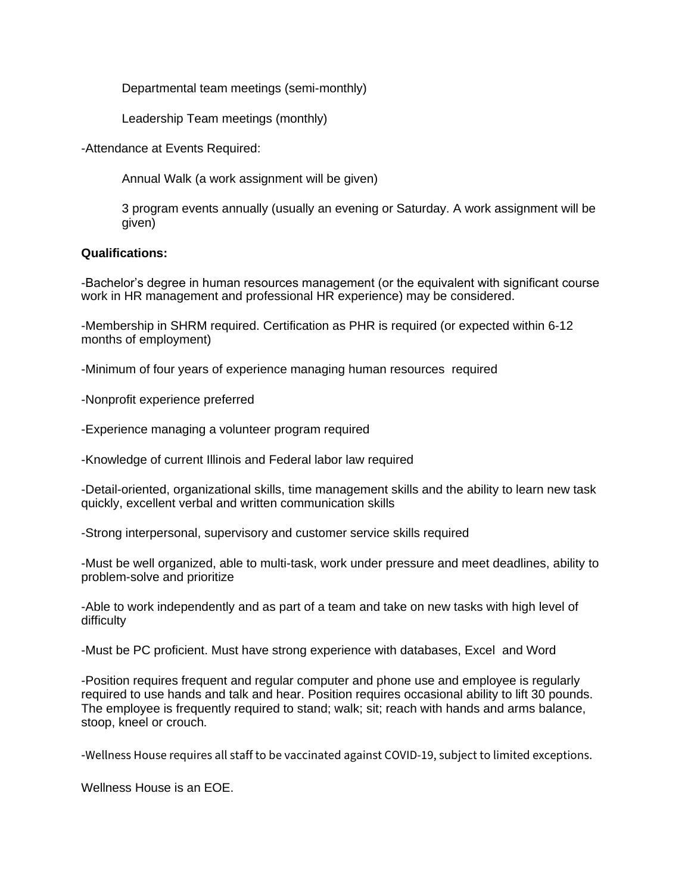Departmental team meetings (semi-monthly)

Leadership Team meetings (monthly)

-Attendance at Events Required:

Annual Walk (a work assignment will be given)

3 program events annually (usually an evening or Saturday. A work assignment will be given)

**Qualifications:**

-Bachelor's degree in human resources management (or the equivalent with significant course work in HR management and professional HR experience) may be considered.

-Membership in SHRM required. Certification as PHR is required (or expected within 6-12 months of employment)

-Minimum of four years of experience managing human resources required

-Nonprofit experience preferred

-Experience managing a volunteer program required

-Knowledge of current Illinois and Federal labor law required

-Detail-oriented, organizational skills, time management skills and the ability to learn new task quickly, excellent verbal and written communication skills

-Strong interpersonal, supervisory and customer service skills required

-Must be well organized, able to multi-task, work under pressure and meet deadlines, ability to problem-solve and prioritize

-Able to work independently and as part of a team and take on new tasks with high level of difficulty

-Must be PC proficient. Must have strong experience with databases, Excel and Word

-Position requires frequent and regular computer and phone use and employee is regularly required to use hands and talk and hear. Position requires occasional ability to lift 30 pounds. The employee is frequently required to stand; walk; sit; reach with hands and arms balance, stoop, kneel or crouch.

-Wellness House requires all staff to be vaccinated against COVID-19, subject to limited exceptions.

Wellness House is an EOE.